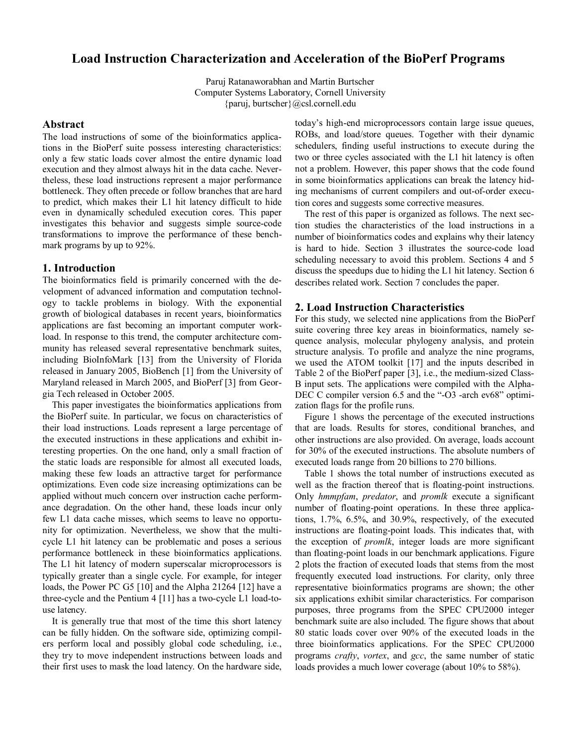# Load Instruction Characterization and Acceleration of the BioPerf Programs

Paruj Ratanaworabhan and Martin Burtscher
Computer Systems Laboratory, Cornell University
{paruj, burtscher}@csl.cornell.edu

## Abstract

The load instructions of some of the bioinformatics applications in the BioPerf suite possess interesting characteristics: only a few static loads cover almost the entire dynamic load execution and they almost always hit in the data cache. Nevertheless, these load instructions represent a major performance bottleneck. They often precede or follow branches that are hard to predict, which makes their L1 hit latency difficult to hide even in dynamically scheduled execution cores. This paper investigates this behavior and suggests simple source-code transformations to improve the performance of these benchmark programs by up to 92%.

## 1. Introduction

The bioinformatics field is primarily concerned with the development of advanced information and computation technology to tackle problems in biology. With the exponential growth of biological databases in recent years, bioinformatics applications are fast becoming an important computer workload. In response to this trend, the computer architecture community has released several representative benchmark suites, including BioInfoMark [13] from the University of Florida released in January 2005, BioBench [1] from the University of Maryland released in March 2005, and BioPerf [3] from Georgia Tech released in October 2005.

This paper investigates the bioinformatics applications from the BioPerf suite. In particular, we focus on characteristics of their load instructions. Loads represent a large percentage of the executed instructions in these applications and exhibit interesting properties. On the one hand, only a small fraction of the static loads are responsible for almost all executed loads, making these few loads an attractive target for performance optimizations. Even code size increasing optimizations can be applied without much concern over instruction cache performance degradation. On the other hand, these loads incur only few L1 data cache misses, which seems to leave no opportunity for optimization. Nevertheless, we show that the multi-cycle L1 hit latency can be problematic and poses a serious performance bottleneck in these bioinformatics applications. The L1 hit latency of modern superscalar microprocessors is typically greater than a single cycle. For example, for integer loads, the Power PC G5 [10] and the Alpha 21264 [12] have a three-cycle and the Pentium 4 [11] has a two-cycle L1 load-to-use latency.

It is generally true that most of the time this short latency can be fully hidden. On the software side, optimizing compilers perform local and possibly global code scheduling, i.e., they try to move independent instructions between loads and their first uses to mask the load latency. On the hardware side, today's high-end microprocessors contain large issue queues, ROBs, and load/store queues. Together with their dynamic schedulers, finding useful instructions to execute during the two or three cycles associated with the L1 hit latency is often not a problem. However, this paper shows that the code found in some bioinformatics applications can break the latency hiding mechanisms of current compilers and out-of-order execution cores and suggests some corrective measures.

The rest of this paper is organized as follows. The next section studies the characteristics of the load instructions in a number of bioinformatics codes and explains why their latency is hard to hide. Section 3 illustrates the source-code load scheduling necessary to avoid this problem. Sections 4 and 5 discuss the speedups due to hiding the L1 hit latency. Section 6 describes related work. Section 7 concludes the paper.

## 2. Load Instruction Characteristics

For this study, we selected nine applications from the BioPerf suite covering three key areas in bioinformatics, namely sequence analysis, molecular phylogeny analysis, and protein structure analysis. To profile and analyze the nine programs, we used the ATOM toolkit [17] and the inputs described in Table 2 of the BioPerf paper [3], i.e., the medium-sized Class-B input sets. The applications were compiled with the Alpha-DEC C compiler version 6.5 and the "-O3 -arch ev68" optimization flags for the profile runs.

Figure 1 shows the percentage of the executed instructions that are loads. Results for stores, conditional branches, and other instructions are also provided. On average, loads account for 30% of the executed instructions. The absolute numbers of executed loads range from 20 billions to 270 billions.

Table 1 shows the total number of instructions executed as well as the fraction thereof that is floating-point instructions. Only *hmmpfam*, *predator*, and *promlk* execute a significant number of floating-point operations. In these three applications, 1.7%, 6.5%, and 30.9%, respectively, of the executed instructions are floating-point loads. This indicates that, with the exception of *promlk*, integer loads are more significant than floating-point loads in our benchmark applications. Figure 2 plots the fraction of executed loads that stems from the most frequently executed load instructions. For clarity, only three representative bioinformatics programs are shown; the other six applications exhibit similar characteristics. For comparison purposes, three programs from the SPEC CPU2000 integer benchmark suite are also included. The figure shows that about 80 static loads cover over 90% of the executed loads in the three bioinformatics applications. For the SPEC CPU2000 programs *crafty*, *vortex*, and *gcc*, the same number of static loads provides a much lower coverage (about 10% to 58%).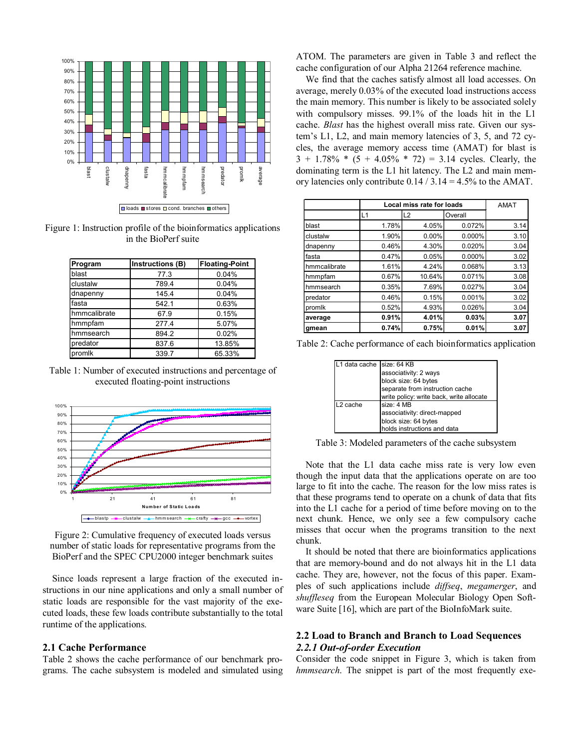100%
90%
80%
70%
60%
50%
40%
30%
20%
10%
0%

blast clustalw dnapenny fasta hmmcalibrate hmmpfam hmmsearch predator promlk average

loads stores cond. branches others

Figure 1: Instruction profile of the bioinformatics applications in the BioPerf suite

| Program | Instructions (B) | Floating-Point |
|---|---|---|
| blast | 77.3 | 0.04% |
| clustalw | 789.4 | 0.04% |
| dnapenny | 145.4 | 0.04% |
| fasta | 542.1 | 0.63% |
| hmmcalibrate | 67.9 | 0.15% |
| hmmpfam | 277.4 | 5.07% |
| hmmsearch | 894.2 | 0.02% |
| predator | 837.6 | 13.85% |
| promlk | 339.7 | 65.33% |

Table 1: Number of executed instructions and percentage of executed floating-point instructions

100%
90%
80%
70%
60%
50%
40%
30%
20%
10%
0%

1 21 41 61 81

Number of Static Loads

blastp clustalw hmmsearch crafty gcc vortex

Figure 2: Cumulative frequency of executed loads versus number of static loads for representative programs from the BioPerf and the SPEC CPU2000 integer benchmark suites

Since loads represent a large fraction of the executed instructions in our nine applications and only a small number of static loads are responsible for the vast majority of the executed loads, these few loads contribute substantially to the total runtime of the applications.

## 2.1 Cache Performance

Table 2 shows the cache performance of our benchmark programs. The cache subsystem is modeled and simulated using ATOM. The parameters are given in Table 3 and reflect the cache configuration of our Alpha 21264 reference machine.

We find that the caches satisfy almost all load accesses. On average, merely 0.03% of the executed load instructions access the main memory. This number is likely to be associated solely with compulsory misses. 99.1% of the loads hit in the L1 cache. *Blast* has the highest overall miss rate. Given our system's L1, L2, and main memory latencies of 3, 5, and 72 cycles, the average memory access time (AMAT) for blast is 3 + 1.78% \* (5 + 4.05% \* 72) = 3.14 cycles. Clearly, the dominating term is the L1 hit latency. The L2 and main memory latencies only contribute 0.14 / 3.14 = 4.5% to the AMAT.

| | Local miss rate for loads | | | AMAT |
|---|---|---|---|---|
| | L1 | L2 | Overall | |
| blast | 1.78% | 4.05% | 0.072% | 3.14 |
| clustalw | 1.90% | 0.00% | 0.000% | 3.10 |
| dnapenny | 0.46% | 4.30% | 0.020% | 3.04 |
| fasta | 0.47% | 0.05% | 0.000% | 3.02 |
| hmmcalibrate | 1.61% | 4.24% | 0.068% | 3.13 |
| hmmpfam | 0.67% | 10.64% | 0.071% | 3.08 |
| hmmsearch | 0.35% | 7.69% | 0.027% | 3.04 |
| predator | 0.46% | 0.15% | 0.001% | 3.02 |
| promlk | 0.52% | 4.93% | 0.026% | 3.04 |
| **average** | **0.91%** | **4.01%** | **0.03%** | **3.07** |
| **gmean** | **0.74%** | **0.75%** | **0.01%** | **3.07** |

Table 2: Cache performance of each bioinformatics application

| | |
|---|---|
| L1 data cache | size: 64 KB<br>associativity: 2 ways<br>block size: 64 bytes<br>separate from instruction cache<br>write policy: write back, write allocate |
| L2 cache | size: 4 MB<br>associativity: direct-mapped<br>block size: 64 bytes<br>holds instructions and data |

Table 3: Modeled parameters of the cache subsystem

Note that the L1 data cache miss rate is very low even though the input data that the applications operate on are too large to fit into the cache. The reason for the low miss rates is that these programs tend to operate on a chunk of data that fits into the L1 cache for a period of time before moving on to the next chunk. Hence, we only see a few compulsory cache misses that occur when the programs transition to the next chunk.

It should be noted that there are bioinformatics applications that are memory-bound and do not always hit in the L1 data cache. They are, however, not the focus of this paper. Examples of such applications include *diffseq*, *megamerger*, and *shuffleseq* from the European Molecular Biology Open Software Suite [16], which are part of the BioInfoMark suite.

## 2.2 Load to Branch and Branch to Load Sequences

### *2.2.1 Out-of-order Execution*

Consider the code snippet in Figure 3, which is taken from *hmmsearch*. The snippet is part of the most frequently exe-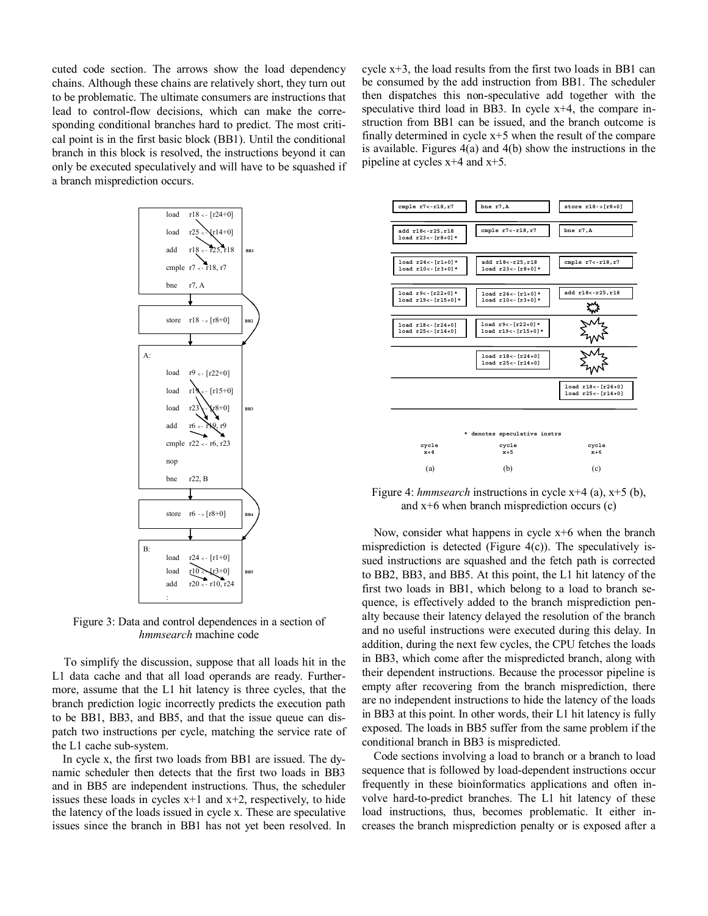cuted code section. The arrows show the load dependency chains. Although these chains are relatively short, they turn out to be problematic. The ultimate consumers are instructions that lead to control-flow decisions, which can make the corresponding conditional branches hard to predict. The most critical point is in the first basic block (BB1). Until the conditional branch in this block is resolved, the instructions beyond it can only be executed speculatively and will have to be squashed if a branch misprediction occurs.

```
BB1:
    load   r18 <- [r24+0]
    load   r25 <- [r14+0]
    add    r18 <- r25, r18
    cmple  r7 <- r18, r7
    bne    r7, A

BB2:
    store  r18 -> [r8+0]

BB3:
A:
    load   r9 <- [r22+0]
    load   r19 <- [r15+0]
    load   r23 <- [r8+0]
    add    r6 <- r19, r9
    cmple  r22 <- r6, r23
    nop
    bne    r22, B

BB4:
    store  r6 -> [r8+0]

BB5:
B:
    load   r24 <- [r1+0]
    load   r10 <- [r3+0]
    add    r20 <- r10, r24
    :
```

Figure 3: Data and control dependences in a section of *hmmsearch* machine code

To simplify the discussion, suppose that all loads hit in the L1 data cache and that all load operands are ready. Furthermore, assume that the L1 hit latency is three cycles, that the branch prediction logic incorrectly predicts the execution path to be BB1, BB3, and BB5, and that the issue queue can dispatch two instructions per cycle, matching the service rate of the L1 cache sub-system.

In cycle x, the first two loads from BB1 are issued. The dynamic scheduler then detects that the first two loads in BB3 and in BB5 are independent instructions. Thus, the scheduler issues these loads in cycles x+1 and x+2, respectively, to hide the latency of the loads issued in cycle x. These are speculative issues since the branch in BB1 has not yet been resolved. In cycle x+3, the load results from the first two loads in BB1 can be consumed by the add instruction from BB1. The scheduler then dispatches this non-speculative add together with the speculative third load in BB3. In cycle x+4, the compare instruction from BB1 can be issued, and the branch outcome is finally determined in cycle x+5 when the result of the compare is available. Figures 4(a) and 4(b) show the instructions in the pipeline at cycles x+4 and x+5.

| cycle x+4 (a) | cycle x+5 (b) | cycle x+6 (c) |
|---|---|---|
| cmple r7<-r18,r7 | bne r7,A | store r18->[r8+0] |
| add r18<-r25,r18<br>load r23<-[r8+0]* | cmple r7<-r18,r7 | bne r7,A |
| load r24<-[r1+0]*<br>load r10<-[r3+0]* | add r18<-r25,r18<br>load r23<-[r8+0]* | cmple r7<-r18,r7 |
| load r9<-[r22+0]*<br>load r19<-[r15+0]* | load r24<-[r1+0]*<br>load r10<-[r3+0]* | add r18<-r25,r18 |
| load r18<-[r24+0]<br>load r25<-[r14+0] | load r9<-[r22+0]*<br>load r19<-[r15+0]* | |
| | load r18<-[r24+0]<br>load r25<-[r14+0] | |
| | | load r18<-[r24+0]<br>load r25<-[r14+0] |

\* denotes speculative instrs

Figure 4: *hmmsearch* instructions in cycle x+4 (a), x+5 (b), and x+6 when branch misprediction occurs (c)

Now, consider what happens in cycle x+6 when the branch misprediction is detected (Figure 4(c)). The speculatively issued instructions are squashed and the fetch path is corrected to BB2, BB3, and BB5. At this point, the L1 hit latency of the first two loads in BB1, which belong to a load to branch sequence, is effectively added to the branch misprediction penalty because their latency delayed the resolution of the branch and no useful instructions were executed during this delay. In addition, during the next few cycles, the CPU fetches the loads in BB3, which come after the mispredicted branch, along with their dependent instructions. Because the processor pipeline is empty after recovering from the branch misprediction, there are no independent instructions to hide the latency of the loads in BB3 at this point. In other words, their L1 hit latency is fully exposed. The loads in BB5 suffer from the same problem if the conditional branch in BB3 is mispredicted.

Code sections involving a load to branch or a branch to load sequence that is followed by load-dependent instructions occur frequently in these bioinformatics applications and often involve hard-to-predict branches. The L1 hit latency of these load instructions, thus, becomes problematic. It either increases the branch misprediction penalty or is exposed after a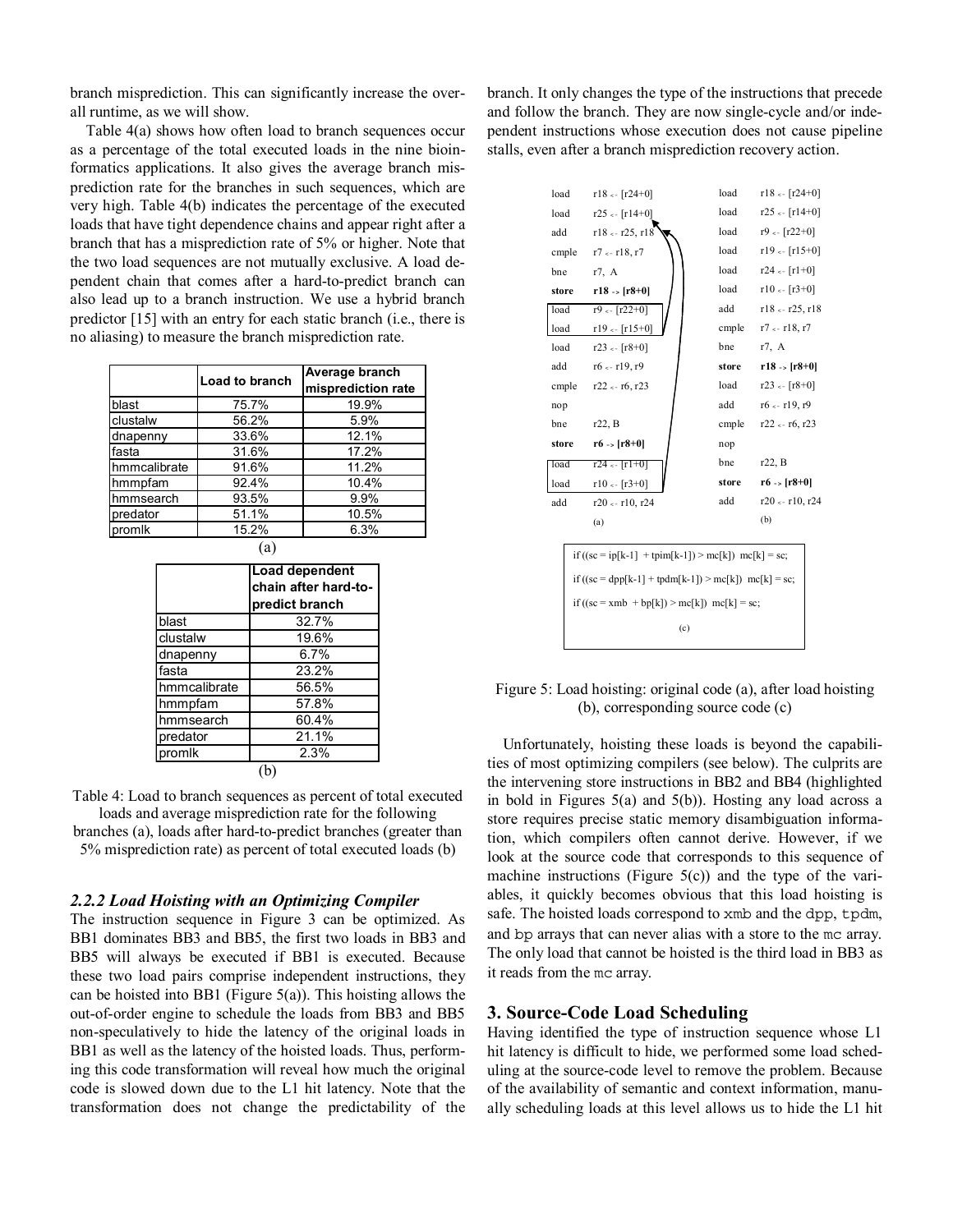branch misprediction. This can significantly increase the overall runtime, as we will show.

Table 4(a) shows how often load to branch sequences occur as a percentage of the total executed loads in the nine bioinformatics applications. It also gives the average branch misprediction rate for the branches in such sequences, which are very high. Table 4(b) indicates the percentage of the executed loads that have tight dependence chains and appear right after a branch that has a misprediction rate of 5% or higher. Note that the two load sequences are not mutually exclusive. A load dependent chain that comes after a hard-to-predict branch can also lead up to a branch instruction. We use a hybrid branch predictor [15] with an entry for each static branch (i.e., there is no aliasing) to measure the branch misprediction rate.

| | Load to branch | Average branch misprediction rate |
|---|---|---|
| blast | 75.7% | 19.9% |
| clustalw | 56.2% | 5.9% |
| dnapenny | 33.6% | 12.1% |
| fasta | 31.6% | 17.2% |
| hmmcalibrate | 91.6% | 11.2% |
| hmmpfam | 92.4% | 10.4% |
| hmmsearch | 93.5% | 9.9% |
| predator | 51.1% | 10.5% |
| promlk | 15.2% | 6.3% |

(a)

| | Load dependent chain after hard-to-predict branch |
|---|---|
| blast | 32.7% |
| clustalw | 19.6% |
| dnapenny | 6.7% |
| fasta | 23.2% |
| hmmcalibrate | 56.5% |
| hmmpfam | 57.8% |
| hmmsearch | 60.4% |
| predator | 21.1% |
| promlk | 2.3% |

(b)

Table 4: Load to branch sequences as percent of total executed loads and average misprediction rate for the following branches (a), loads after hard-to-predict branches (greater than 5% misprediction rate) as percent of total executed loads (b)

### *2.2.2 Load Hoisting with an Optimizing Compiler*

The instruction sequence in Figure 3 can be optimized. As BB1 dominates BB3 and BB5, the first two loads in BB3 and BB5 will always be executed if BB1 is executed. Because these two load pairs comprise independent instructions, they can be hoisted into BB1 (Figure 5(a)). This hoisting allows the out-of-order engine to schedule the loads from BB3 and BB5 non-speculatively to hide the latency of the original loads in BB1 as well as the latency of the hoisted loads. Thus, performing this code transformation will reveal how much the original code is slowed down due to the L1 hit latency. Note that the transformation does not change the predictability of the branch. It only changes the type of the instructions that precede and follow the branch. They are now single-cycle and/or independent instructions whose execution does not cause pipeline stalls, even after a branch misprediction recovery action.

```
load   r18 <- [r24+0]          load   r18 <- [r24+0]
load   r25 <- [r14+0]          load   r25 <- [r14+0]
add    r18 <- r25, r18         load   r9 <- [r22+0]
cmple  r7 <- r18, r7           load   r19 <- [r15+0]
bne    r7, A                   load   r24 <- [r1+0]
store  r18 -> [r8+0]           load   r10 <- [r3+0]
load   r9 <- [r22+0]           add    r18 <- r25, r18
load   r19 <- [r15+0]          cmple  r7 <- r18, r7
load   r23 <- [r8+0]           bne    r7, A
add    r6 <- r19, r9           store  r18 -> [r8+0]
cmple  r22 <- r6, r23          load   r23 <- [r8+0]
nop                            add    r6 <- r19, r9
bne    r22, B                  cmple  r22 <- r6, r23
store  r6 -> [r8+0]            nop
load   r24 <- [r1+0]           bne    r22, B
load   r10 <- [r3+0]           store  r6 -> [r8+0]
add    r20 <- r10, r24         add    r20 <- r10, r24
       (a)                            (b)
```

```
if ((sc = ip[k-1]  + tpim[k-1]) > mc[k])  mc[k] = sc;
if ((sc = dpp[k-1] + tpdm[k-1]) > mc[k])  mc[k] = sc;
if ((sc = xmb  + bp[k]) > mc[k])  mc[k] = sc;
                    (c)
```

Figure 5: Load hoisting: original code (a), after load hoisting (b), corresponding source code (c)

Unfortunately, hoisting these loads is beyond the capabilities of most optimizing compilers (see below). The culprits are the intervening store instructions in BB2 and BB4 (highlighted in bold in Figures 5(a) and 5(b)). Hosting any load across a store requires precise static memory disambiguation information, which compilers often cannot derive. However, if we look at the source code that corresponds to this sequence of machine instructions (Figure 5(c)) and the type of the variables, it quickly becomes obvious that this load hoisting is safe. The hoisted loads correspond to `xmb` and the `dpp`, `tpdm`, and `bp` arrays that can never alias with a store to the `mc` array. The only load that cannot be hoisted is the third load in BB3 as it reads from the `mc` array.

## 3. Source-Code Load Scheduling

Having identified the type of instruction sequence whose L1 hit latency is difficult to hide, we performed some load scheduling at the source-code level to remove the problem. Because of the availability of semantic and context information, manually scheduling loads at this level allows us to hide the L1 hit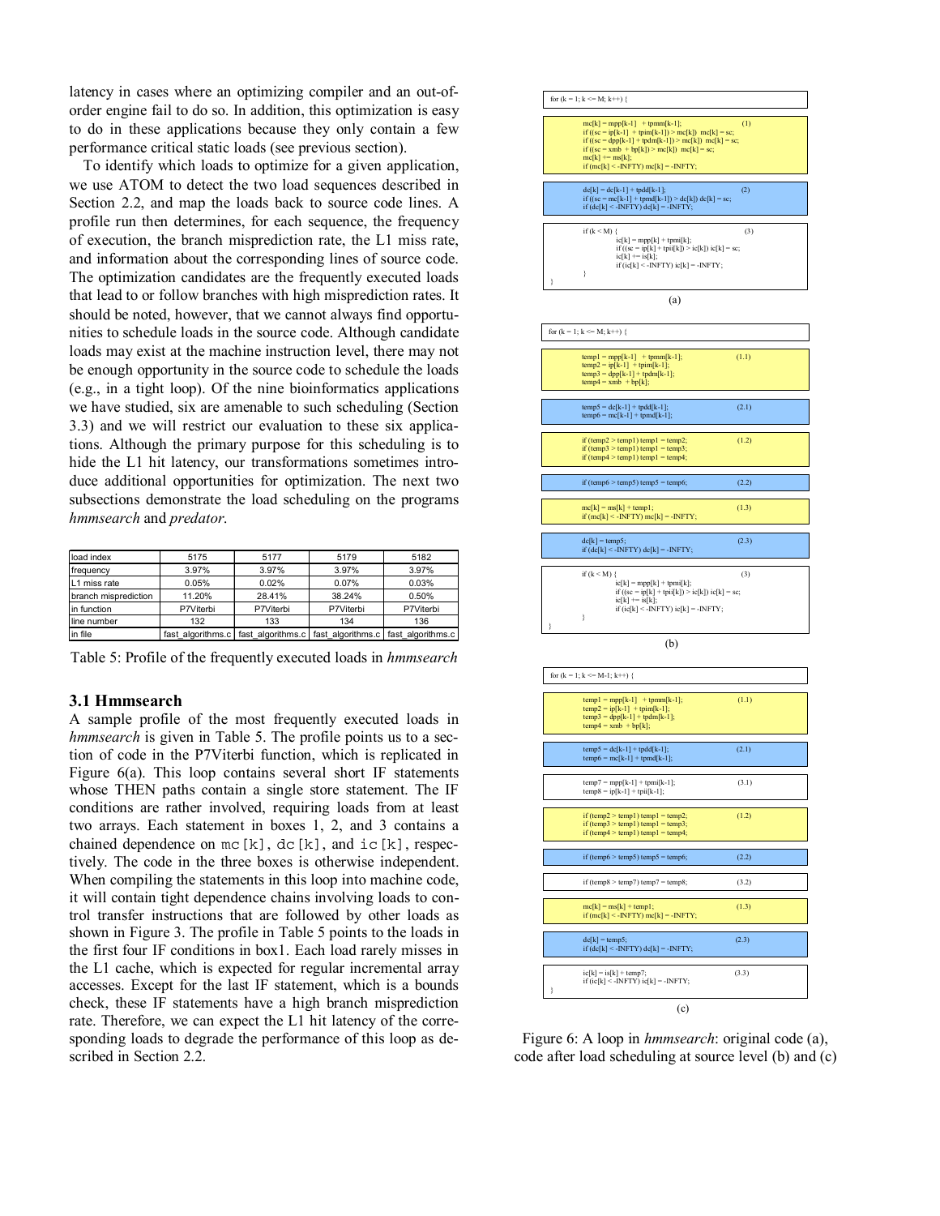latency in cases where an optimizing compiler and an out-of-order engine fail to do so. In addition, this optimization is easy to do in these applications because they only contain a few performance critical static loads (see previous section).

To identify which loads to optimize for a given application, we use ATOM to detect the two load sequences described in Section 2.2, and map the loads back to source code lines. A profile run then determines, for each sequence, the frequency of execution, the branch misprediction rate, the L1 miss rate, and information about the corresponding lines of source code. The optimization candidates are the frequently executed loads that lead to or follow branches with high misprediction rates. It should be noted, however, that we cannot always find opportunities to schedule loads in the source code. Although candidate loads may exist at the machine instruction level, there may not be enough opportunity in the source code to schedule the loads (e.g., in a tight loop). Of the nine bioinformatics applications we have studied, six are amenable to such scheduling (Section 3.3) and we will restrict our evaluation to these six applications. Although the primary purpose for this scheduling is to hide the L1 hit latency, our transformations sometimes introduce additional opportunities for optimization. The next two subsections demonstrate the load scheduling on the programs *hmmsearch* and *predator*.

| | | | | |
|---|---|---|---|---|
| load index | 5175 | 5177 | 5179 | 5182 |
| frequency | 3.97% | 3.97% | 3.97% | 3.97% |
| L1 miss rate | 0.05% | 0.02% | 0.07% | 0.03% |
| branch misprediction | 11.20% | 28.41% | 38.24% | 0.50% |
| in function | P7Viterbi | P7Viterbi | P7Viterbi | P7Viterbi |
| line number | 132 | 133 | 134 | 136 |
| in file | fast_algorithms.c | fast_algorithms.c | fast_algorithms.c | fast_algorithms.c |

Table 5: Profile of the frequently executed loads in *hmmsearch*

### 3.1 Hmmsearch

A sample profile of the most frequently executed loads in *hmmsearch* is given in Table 5. The profile points us to a section of code in the P7Viterbi function, which is replicated in Figure 6(a). This loop contains several short IF statements whose THEN paths contain a single store statement. The IF conditions are rather involved, requiring loads from at least two arrays. Each statement in boxes 1, 2, and 3 contains a chained dependence on `mc[k]`, `dc[k]`, and `ic[k]`, respectively. The code in the three boxes is otherwise independent. When compiling the statements in this loop into machine code, it will contain tight dependence chains involving loads to control transfer instructions that are followed by other loads as shown in Figure 3. The profile in Table 5 points to the loads in the first four IF conditions in box1. Each load rarely misses in the L1 cache, which is expected for regular incremental array accesses. Except for the last IF statement, which is a bounds check, these IF statements have a high branch misprediction rate. Therefore, we can expect the L1 hit latency of the corresponding loads to degrade the performance of this loop as described in Section 2.2.

```
for (k = 1; k <= M; k++) {

    mc[k] = mpp[k-1] + tpmm[k-1];                                  (1)
    if ((sc = ip[k-1] + tpim[k-1]) > mc[k]) mc[k] = sc;
    if ((sc = dpp[k-1] + tpdm[k-1]) > mc[k]) mc[k] = sc;
    if ((sc = xmb + bp[k]) > mc[k]) mc[k] = sc;
    mc[k] += ms[k];
    if (mc[k] < -INFTY) mc[k] = -INFTY;

    dc[k] = dc[k-1] + tpdd[k-1];                                   (2)
    if ((sc = mc[k-1] + tpmd[k-1]) > dc[k]) dc[k] = sc;
    if (dc[k] < -INFTY) dc[k] = -INFTY;

    if (k < M) {                                                   (3)
        ic[k] = mpp[k] + tpmi[k];
        if ((sc = ip[k] + tpii[k]) > ic[k]) ic[k] = sc;
        ic[k] += is[k];
        if (ic[k] < -INFTY) ic[k] = -INFTY;
    }
}
```

(a)

```
for (k = 1; k <= M; k++) {

    temp1 = mpp[k-1] + tpmm[k-1];                                  (1.1)
    temp2 = ip[k-1] + tpim[k-1];
    temp3 = dpp[k-1] + tpdm[k-1];
    temp4 = xmb + bp[k];

    temp5 = dc[k-1] + tpdd[k-1];                                   (2.1)
    temp6 = mc[k-1] + tpmd[k-1];

    if (temp2 > temp1) temp1 = temp2;                              (1.2)
    if (temp3 > temp1) temp1 = temp3;
    if (temp4 > temp1) temp1 = temp4;

    if (temp6 > temp5) temp5 = temp6;                              (2.2)

    mc[k] = ms[k] + temp1;                                         (1.3)
    if (mc[k] < -INFTY) mc[k] = -INFTY;

    dc[k] = temp5;                                                 (2.3)
    if (dc[k] < -INFTY) dc[k] = -INFTY;

    if (k < M) {                                                   (3)
        ic[k] = mpp[k] + tpmi[k];
        if ((sc = ip[k] + tpii[k]) > ic[k]) ic[k] = sc;
        ic[k] += is[k];
        if (ic[k] < -INFTY) ic[k] = -INFTY;
    }
}
```

(b)

```
for (k = 1; k <= M-1; k++) {

    temp1 = mpp[k-1] + tpmm[k-1];                                  (1.1)
    temp2 = ip[k-1] + tpim[k-1];
    temp3 = dpp[k-1] + tpdm[k-1];
    temp4 = xmb + bp[k];

    temp5 = dc[k-1] + tpdd[k-1];                                   (2.1)
    temp6 = mc[k-1] + tpmd[k-1];

    temp7 = mpp[k-1] + tpmi[k-1];                                  (3.1)
    temp8 = ip[k-1] + tpii[k-1];

    if (temp2 > temp1) temp1 = temp2;                              (1.2)
    if (temp3 > temp1) temp1 = temp3;
    if (temp4 > temp1) temp1 = temp4;

    if (temp6 > temp5) temp5 = temp6;                              (2.2)

    if (temp8 > temp7) temp7 = temp8;                              (3.2)

    mc[k] = ms[k] + temp1;                                         (1.3)
    if (mc[k] < -INFTY) mc[k] = -INFTY;

    dc[k] = temp5;                                                 (2.3)
    if (dc[k] < -INFTY) dc[k] = -INFTY;

    ic[k] = is[k] + temp7;                                         (3.3)
    if (ic[k] < -INFTY) ic[k] = -INFTY;
}
```

(c)

Figure 6: A loop in *hmmsearch*: original code (a), code after load scheduling at source level (b) and (c)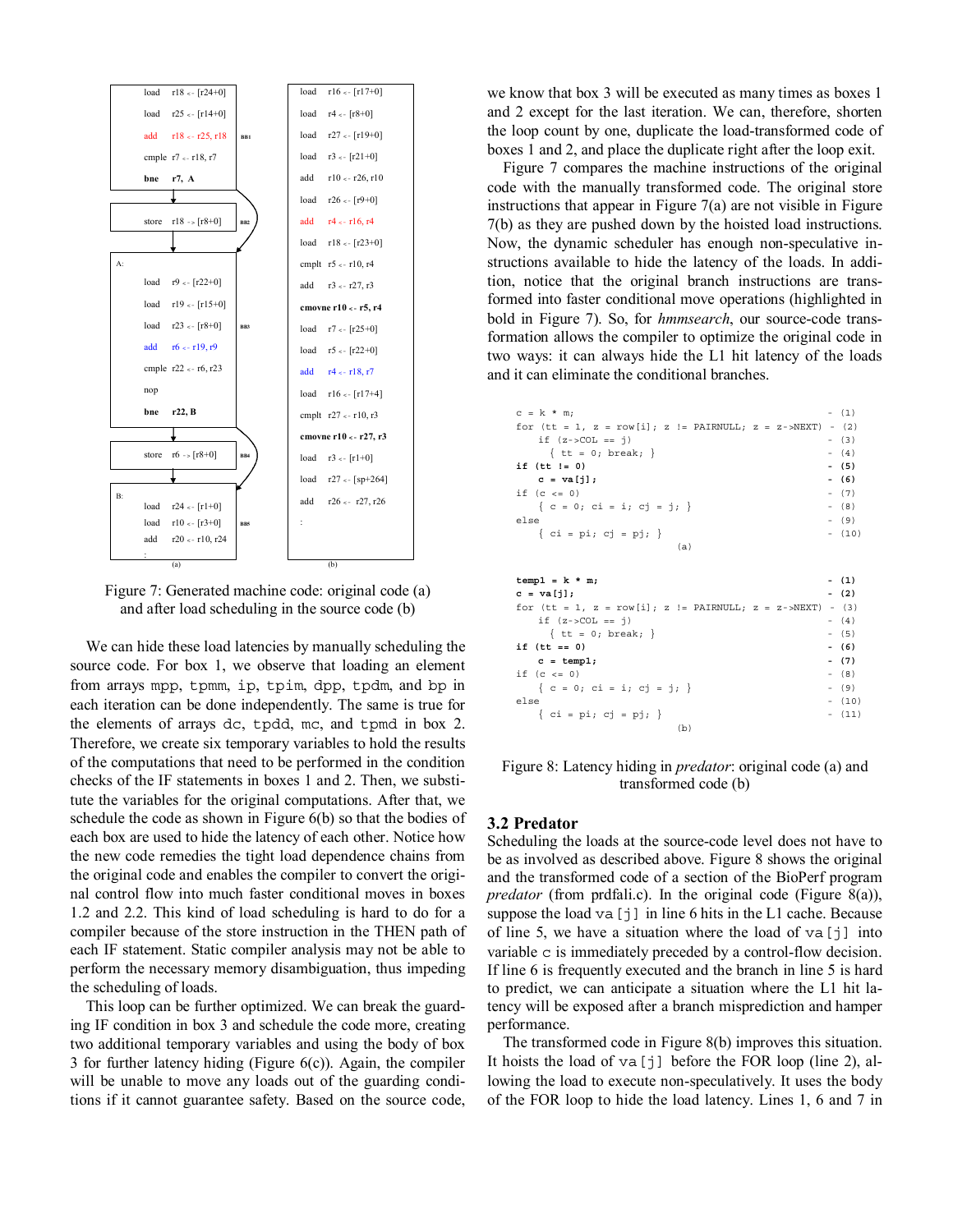```
load   r18 <- [r24+0]
load   r25 <- [r14+0]
add    r18 <- r25, r18          BB1
cmple  r7 <- r18, r7
bne    r7, A

store  r18 -> [r8+0]            BB2

A:
load   r9 <- [r22+0]
load   r19 <- [r15+0]
load   r23 <- [r8+0]            BB3
add    r6 <- r19, r9
cmple  r22 <- r6, r23
nop
bne    r22, B

store  r6 -> [r8+0]             BB4

B:
load   r24 <- [r1+0]
load   r10 <- [r3+0]            BB5
add    r20 <- r10, r24
:
                (a)
```

```
load   r16 <- [r17+0]
load   r4 <- [r8+0]
load   r27 <- [r19+0]
load   r3 <- [r21+0]
add    r10 <- r26, r10
load   r26 <- [r9+0]
add    r4 <- r16, r4
load   r18 <- [r23+0]
cmplt  r5 <- r10, r4
add    r3 <- r27, r3
cmovne r10 <- r5, r4
load   r7 <- [r25+0]
load   r5 <- [r22+0]
add    r4 <- r18, r7
load   r16 <- [r17+4]
cmplt  r27 <- r10, r3
cmovne r10 <- r27, r3
load   r3 <- [r1+0]
load   r27 <- [sp+264]
add    r26 <- r27, r26
:
                (b)
```

Figure 7: Generated machine code: original code (a) and after load scheduling in the source code (b)

We can hide these load latencies by manually scheduling the source code. For box 1, we observe that loading an element from arrays mpp, tpmm, ip, tpim, dpp, tpdm, and bp in each iteration can be done independently. The same is true for the elements of arrays dc, tpdd, mc, and tpmd in box 2. Therefore, we create six temporary variables to hold the results of the computations that need to be performed in the condition checks of the IF statements in boxes 1 and 2. Then, we substitute the variables for the original computations. After that, we schedule the code as shown in Figure 6(b) so that the bodies of each box are used to hide the latency of each other. Notice how the new code remedies the tight load dependence chains from the original code and enables the compiler to convert the original control flow into much faster conditional moves in boxes 1.2 and 2.2. This kind of load scheduling is hard to do for a compiler because of the store instruction in the THEN path of each IF statement. Static compiler analysis may not be able to perform the necessary memory disambiguation, thus impeding the scheduling of loads.

This loop can be further optimized. We can break the guarding IF condition in box 3 and schedule the code more, creating two additional temporary variables and using the body of box 3 for further latency hiding (Figure 6(c)). Again, the compiler will be unable to move any loads out of the guarding conditions if it cannot guarantee safety. Based on the source code, we know that box 3 will be executed as many times as boxes 1 and 2 except for the last iteration. We can, therefore, shorten the loop count by one, duplicate the load-transformed code of boxes 1 and 2, and place the duplicate right after the loop exit.

Figure 7 compares the machine instructions of the original code with the manually transformed code. The original store instructions that appear in Figure 7(a) are not visible in Figure 7(b) as they are pushed down by the hoisted load instructions. Now, the dynamic scheduler has enough non-speculative instructions available to hide the latency of the loads. In addition, notice that the original branch instructions are transformed into faster conditional move operations (highlighted in bold in Figure 7). So, for *hmmsearch*, our source-code transformation allows the compiler to optimize the original code in two ways: it can always hide the L1 hit latency of the loads and it can eliminate the conditional branches.

```
c = k * m;                                                    - (1)
for (tt = 1, z = row[i]; z != PAIRNULL; z = z->NEXT)          - (2)
    if (z->COL == j)                                          - (3)
      { tt = 0; break; }                                      - (4)
if (tt != 0)                                                  - (5)
    c = va[j];                                                - (6)
if (c <= 0)                                                   - (7)
    { c = 0; ci = i; cj = j; }                                - (8)
else                                                          - (9)
    { ci = pi; cj = pj; }                                     - (10)
                              (a)
```

```
temp1 = k * m;                                                - (1)
c = va[j];                                                    - (2)
for (tt = 1, z = row[i]; z != PAIRNULL; z = z->NEXT)          - (3)
    if (z->COL == j)                                          - (4)
      { tt = 0; break; }                                      - (5)
if (tt == 0)                                                  - (6)
    c = temp1;                                                - (7)
if (c <= 0)                                                   - (8)
    { c = 0; ci = i; cj = j; }                                - (9)
else                                                          - (10)
    { ci = pi; cj = pj; }                                     - (11)
                              (b)
```

Figure 8: Latency hiding in *predator*: original code (a) and transformed code (b)

### 3.2 Predator

Scheduling the loads at the source-code level does not have to be as involved as described above. Figure 8 shows the original and the transformed code of a section of the BioPerf program *predator* (from prdfali.c). In the original code (Figure 8(a)), suppose the load va[j] in line 6 hits in the L1 cache. Because of line 5, we have a situation where the load of va[j] into variable c is immediately preceded by a control-flow decision. If line 6 is frequently executed and the branch in line 5 is hard to predict, we can anticipate a situation where the L1 hit latency will be exposed after a branch misprediction and hamper performance.

The transformed code in Figure 8(b) improves this situation. It hoists the load of va[j] before the FOR loop (line 2), allowing the load to execute non-speculatively. It uses the body of the FOR loop to hide the load latency. Lines 1, 6 and 7 in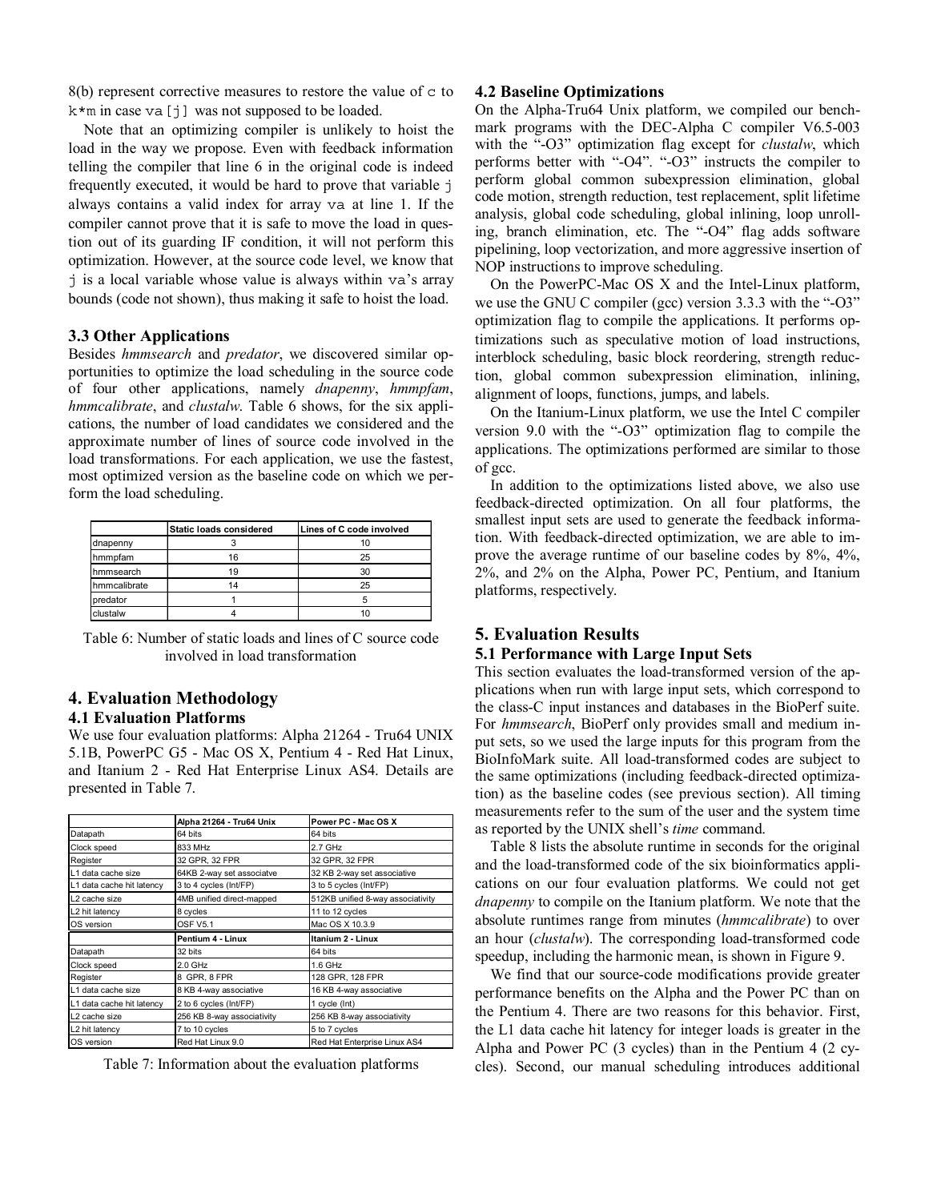8(b) represent corrective measures to restore the value of c to k*m in case va[j] was not supposed to be loaded.

Note that an optimizing compiler is unlikely to hoist the load in the way we propose. Even with feedback information telling the compiler that line 6 in the original code is indeed frequently executed, it would be hard to prove that variable j always contains a valid index for array va at line 1. If the compiler cannot prove that it is safe to move the load in question out of its guarding IF condition, it will not perform this optimization. However, at the source code level, we know that j is a local variable whose value is always within va's array bounds (code not shown), thus making it safe to hoist the load.

### 3.3 Other Applications

Besides *hmmsearch* and *predator*, we discovered similar opportunities to optimize the load scheduling in the source code of four other applications, namely *dnapenny*, *hmmpfam*, *hmmcalibrate*, and *clustalw*. Table 6 shows, for the six applications, the number of load candidates we considered and the approximate number of lines of source code involved in the load transformations. For each application, we use the fastest, most optimized version as the baseline code on which we perform the load scheduling.

| | Static loads considered | Lines of C code involved |
|---|---|---|
| dnapenny | 3 | 10 |
| hmmpfam | 16 | 25 |
| hmmsearch | 19 | 30 |
| hmmcalibrate | 14 | 25 |
| predator | 1 | 5 |
| clustalw | 4 | 10 |

Table 6: Number of static loads and lines of C source code involved in load transformation

## 4. Evaluation Methodology

### 4.1 Evaluation Platforms

We use four evaluation platforms: Alpha 21264 - Tru64 UNIX 5.1B, PowerPC G5 - Mac OS X, Pentium 4 - Red Hat Linux, and Itanium 2 - Red Hat Enterprise Linux AS4. Details are presented in Table 7.

| | Alpha 21264 - Tru64 Unix | Power PC - Mac OS X |
|---|---|---|
| Datapath | 64 bits | 64 bits |
| Clock speed | 833 MHz | 2.7 GHz |
| Register | 32 GPR, 32 FPR | 32 GPR, 32 FPR |
| L1 data cache size | 64KB 2-way set associatve | 32 KB 2-way set associative |
| L1 data cache hit latency | 3 to 4 cycles (Int/FP) | 3 to 5 cycles (Int/FP) |
| L2 cache size | 4MB unified direct-mapped | 512KB unified 8-way associativity |
| L2 hit latency | 8 cycles | 11 to 12 cycles |
| OS version | OSF V5.1 | Mac OS X 10.3.9 |
| | **Pentium 4 - Linux** | **Itanium 2 - Linux** |
| Datapath | 32 bits | 64 bits |
| Clock speed | 2.0 GHz | 1.6 GHz |
| Register | 8 GPR, 8 FPR | 128 GPR, 128 FPR |
| L1 data cache size | 8 KB 4-way associative | 16 KB 4-way associative |
| L1 data cache hit latency | 2 to 6 cycles (Int/FP) | 1 cycle (Int) |
| L2 cache size | 256 KB 8-way associativity | 256 KB 8-way associativity |
| L2 hit latency | 7 to 10 cycles | 5 to 7 cycles |
| OS version | Red Hat Linux 9.0 | Red Hat Enterprise Linux AS4 |

Table 7: Information about the evaluation platforms

### 4.2 Baseline Optimizations

On the Alpha-Tru64 Unix platform, we compiled our benchmark programs with the DEC-Alpha C compiler V6.5-003 with the "-O3" optimization flag except for *clustalw*, which performs better with "-O4". "-O3" instructs the compiler to perform global common subexpression elimination, global code motion, strength reduction, test replacement, split lifetime analysis, global code scheduling, global inlining, loop unrolling, branch elimination, etc. The "-O4" flag adds software pipelining, loop vectorization, and more aggressive insertion of NOP instructions to improve scheduling.

On the PowerPC-Mac OS X and the Intel-Linux platform, we use the GNU C compiler (gcc) version 3.3.3 with the "-O3" optimization flag to compile the applications. It performs optimizations such as speculative motion of load instructions, interblock scheduling, basic block reordering, strength reduction, global common subexpression elimination, inlining, alignment of loops, functions, jumps, and labels.

On the Itanium-Linux platform, we use the Intel C compiler version 9.0 with the "-O3" optimization flag to compile the applications. The optimizations performed are similar to those of gcc.

In addition to the optimizations listed above, we also use feedback-directed optimization. On all four platforms, the smallest input sets are used to generate the feedback information. With feedback-directed optimization, we are able to improve the average runtime of our baseline codes by 8%, 4%, 2%, and 2% on the Alpha, Power PC, Pentium, and Itanium platforms, respectively.

## 5. Evaluation Results

### 5.1 Performance with Large Input Sets

This section evaluates the load-transformed version of the applications when run with large input sets, which correspond to the class-C input instances and databases in the BioPerf suite. For *hmmsearch*, BioPerf only provides small and medium input sets, so we used the large inputs for this program from the BioInfoMark suite. All load-transformed codes are subject to the same optimizations (including feedback-directed optimization) as the baseline codes (see previous section). All timing measurements refer to the sum of the user and the system time as reported by the UNIX shell's *time* command.

Table 8 lists the absolute runtime in seconds for the original and the load-transformed code of the six bioinformatics applications on our four evaluation platforms. We could not get *dnapenny* to compile on the Itanium platform. We note that the absolute runtimes range from minutes (*hmmcalibrate*) to over an hour (*clustalw*). The corresponding load-transformed code speedup, including the harmonic mean, is shown in Figure 9.

We find that our source-code modifications provide greater performance benefits on the Alpha and the Power PC than on the Pentium 4. There are two reasons for this behavior. First, the L1 data cache hit latency for integer loads is greater in the Alpha and Power PC (3 cycles) than in the Pentium 4 (2 cycles). Second, our manual scheduling introduces additional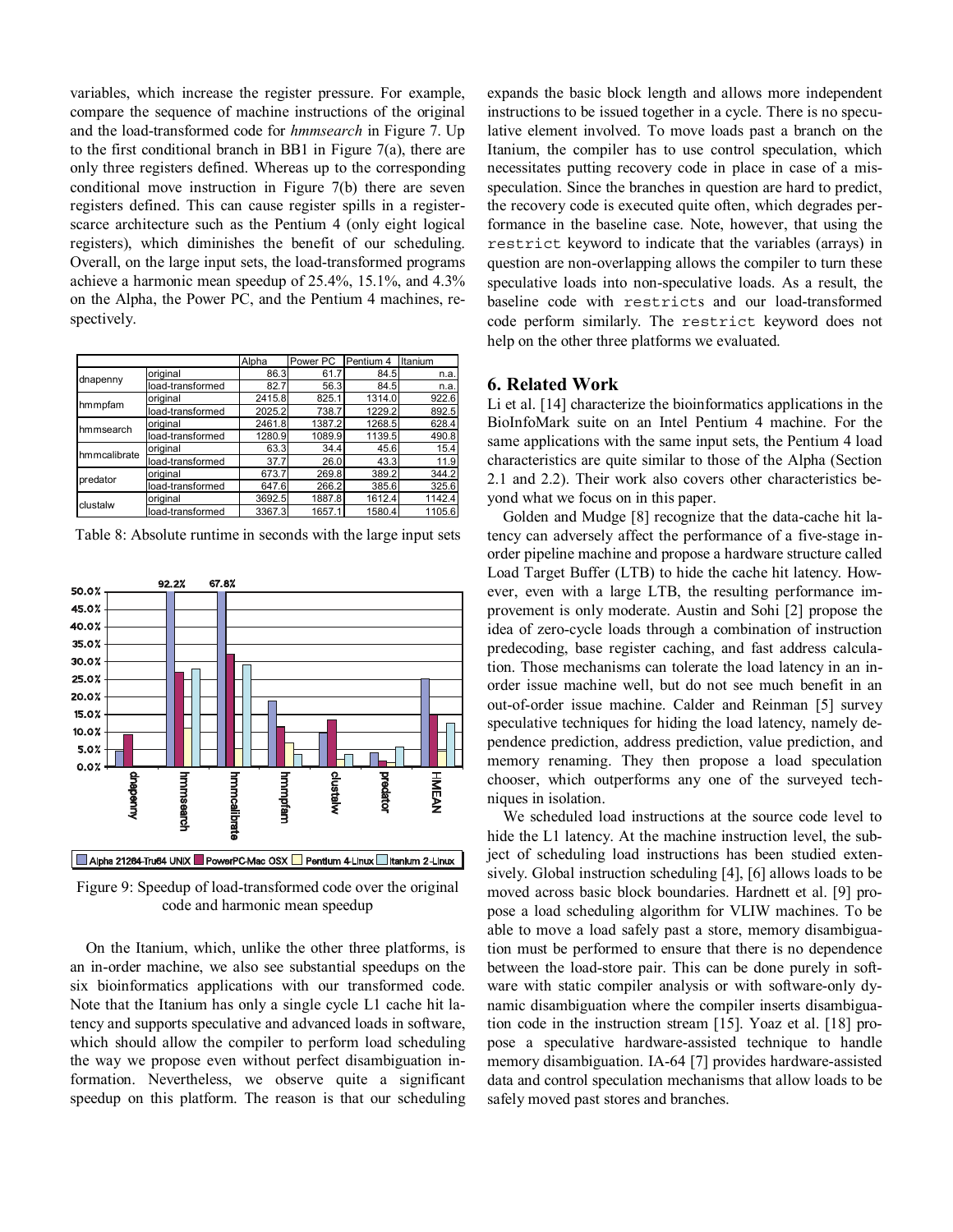variables, which increase the register pressure. For example, compare the sequence of machine instructions of the original and the load-transformed code for *hmmsearch* in Figure 7. Up to the first conditional branch in BB1 in Figure 7(a), there are only three registers defined. Whereas up to the corresponding conditional move instruction in Figure 7(b) there are seven registers defined. This can cause register spills in a register-scarce architecture such as the Pentium 4 (only eight logical registers), which diminishes the benefit of our scheduling. Overall, on the large input sets, the load-transformed programs achieve a harmonic mean speedup of 25.4%, 15.1%, and 4.3% on the Alpha, the Power PC, and the Pentium 4 machines, respectively.

| | | Alpha | Power PC | Pentium 4 | Itanium |
|---|---|---|---|---|---|
| dnapenny | original | 86.3 | 61.7 | 84.5 | n.a. |
| | load-transformed | 82.7 | 56.3 | 84.5 | n.a. |
| hmmpfam | original | 2415.8 | 825.1 | 1314.0 | 922.6 |
| | load-transformed | 2025.2 | 738.7 | 1229.2 | 892.5 |
| hmmsearch | original | 2461.8 | 1387.2 | 1268.5 | 628.4 |
| | load-transformed | 1280.9 | 1089.9 | 1139.5 | 490.8 |
| hmmcalibrate | original | 63.3 | 34.4 | 45.6 | 15.4 |
| | load-transformed | 37.7 | 26.0 | 43.3 | 11.9 |
| predator | original | 673.7 | 269.8 | 389.2 | 344.2 |
| | load-transformed | 647.6 | 266.2 | 385.6 | 325.6 |
| clustalw | original | 3692.5 | 1887.8 | 1612.4 | 1142.4 |
| | load-transformed | 3367.3 | 1657.1 | 1580.4 | 1105.6 |

Table 8: Absolute runtime in seconds with the large input sets

92.2%
67.8%
50.0%
45.0%
40.0%
35.0%
30.0%
25.0%
20.0%
15.0%
10.0%
5.0%
0.0%
dnapenny
hmmsearch
hmmcalibrate
hmmpfam
clustalw
predator
HMEAN
Alpha 21264-Tru64 UNIX
PowerPC-Mac OSX
Pentium 4-Linux
Itanium 2-Linux

Figure 9: Speedup of load-transformed code over the original code and harmonic mean speedup

On the Itanium, which, unlike the other three platforms, is an in-order machine, we also see substantial speedups on the six bioinformatics applications with our transformed code. Note that the Itanium has only a single cycle L1 cache hit latency and supports speculative and advanced loads in software, which should allow the compiler to perform load scheduling the way we propose even without perfect disambiguation information. Nevertheless, we observe quite a significant speedup on this platform. The reason is that our scheduling expands the basic block length and allows more independent instructions to be issued together in a cycle. There is no speculative element involved. To move loads past a branch on the Itanium, the compiler has to use control speculation, which necessitates putting recovery code in place in case of a misspeculation. Since the branches in question are hard to predict, the recovery code is executed quite often, which degrades performance in the baseline case. Note, however, that using the `restrict` keyword to indicate that the variables (arrays) in question are non-overlapping allows the compiler to turn these speculative loads into non-speculative loads. As a result, the baseline code with `restricts` and our load-transformed code perform similarly. The `restrict` keyword does not help on the other three platforms we evaluated.

## 6. Related Work

Li et al. [14] characterize the bioinformatics applications in the BioInfoMark suite on an Intel Pentium 4 machine. For the same applications with the same input sets, the Pentium 4 load characteristics are quite similar to those of the Alpha (Section 2.1 and 2.2). Their work also covers other characteristics beyond what we focus on in this paper.

Golden and Mudge [8] recognize that the data-cache hit latency can adversely affect the performance of a five-stage in-order pipeline machine and propose a hardware structure called Load Target Buffer (LTB) to hide the cache hit latency. However, even with a large LTB, the resulting performance improvement is only moderate. Austin and Sohi [2] propose the idea of zero-cycle loads through a combination of instruction predecoding, base register caching, and fast address calculation. Those mechanisms can tolerate the load latency in an in-order issue machine well, but do not see much benefit in an out-of-order issue machine. Calder and Reinman [5] survey speculative techniques for hiding the load latency, namely dependence prediction, address prediction, value prediction, and memory renaming. They then propose a load speculation chooser, which outperforms any one of the surveyed techniques in isolation.

We scheduled load instructions at the source code level to hide the L1 latency. At the machine instruction level, the subject of scheduling load instructions has been studied extensively. Global instruction scheduling [4], [6] allows loads to be moved across basic block boundaries. Hardnett et al. [9] propose a load scheduling algorithm for VLIW machines. To be able to move a load safely past a store, memory disambiguation must be performed to ensure that there is no dependence between the load-store pair. This can be done purely in software with static compiler analysis or with software-only dynamic disambiguation where the compiler inserts disambiguation code in the instruction stream [15]. Yoaz et al. [18] propose a speculative hardware-assisted technique to handle memory disambiguation. IA-64 [7] provides hardware-assisted data and control speculation mechanisms that allow loads to be safely moved past stores and branches.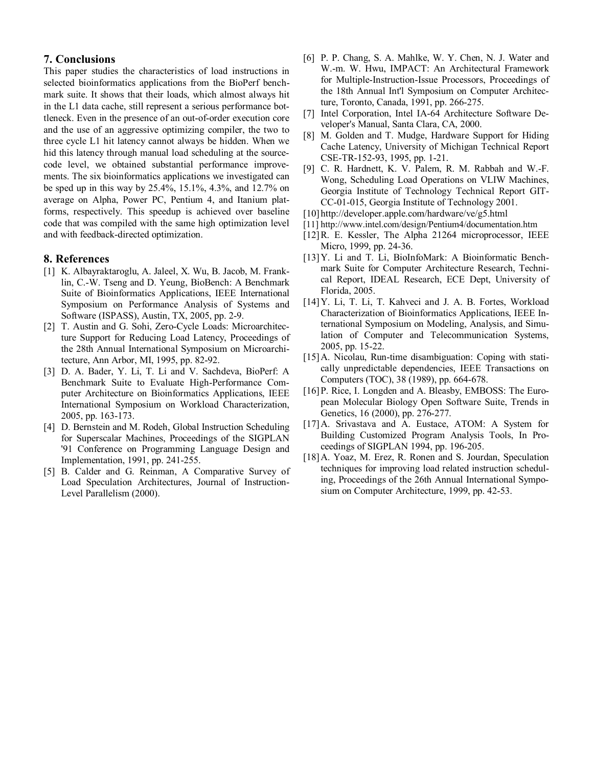## 7. Conclusions

This paper studies the characteristics of load instructions in selected bioinformatics applications from the BioPerf benchmark suite. It shows that their loads, which almost always hit in the L1 data cache, still represent a serious performance bottleneck. Even in the presence of an out-of-order execution core and the use of an aggressive optimizing compiler, the two to three cycle L1 hit latency cannot always be hidden. When we hid this latency through manual load scheduling at the source-code level, we obtained substantial performance improvements. The six bioinformatics applications we investigated can be sped up in this way by 25.4%, 15.1%, 4.3%, and 12.7% on average on Alpha, Power PC, Pentium 4, and Itanium platforms, respectively. This speedup is achieved over baseline code that was compiled with the same high optimization level and with feedback-directed optimization.

## 8. References

[1] K. Albayraktaroglu, A. Jaleel, X. Wu, B. Jacob, M. Franklin, C.-W. Tseng and D. Yeung, BioBench: A Benchmark Suite of Bioinformatics Applications, IEEE International Symposium on Performance Analysis of Systems and Software (ISPASS), Austin, TX, 2005, pp. 2-9.

[2] T. Austin and G. Sohi, Zero-Cycle Loads: Microarchitecture Support for Reducing Load Latency, Proceedings of the 28th Annual International Symposium on Microarchitecture, Ann Arbor, MI, 1995, pp. 82-92.

[3] D. A. Bader, Y. Li, T. Li and V. Sachdeva, BioPerf: A Benchmark Suite to Evaluate High-Performance Computer Architecture on Bioinformatics Applications, IEEE International Symposium on Workload Characterization, 2005, pp. 163-173.

[4] D. Bernstein and M. Rodeh, Global Instruction Scheduling for Superscalar Machines, Proceedings of the SIGPLAN '91 Conference on Programming Language Design and Implementation, 1991, pp. 241-255.

[5] B. Calder and G. Reinman, A Comparative Survey of Load Speculation Architectures, Journal of Instruction-Level Parallelism (2000).

[6] P. P. Chang, S. A. Mahlke, W. Y. Chen, N. J. Water and W.-m. W. Hwu, IMPACT: An Architectural Framework for Multiple-Instruction-Issue Processors, Proceedings of the 18th Annual Int'l Symposium on Computer Architecture, Toronto, Canada, 1991, pp. 266-275.

[7] Intel Corporation, Intel IA-64 Architecture Software Developer's Manual, Santa Clara, CA, 2000.

[8] M. Golden and T. Mudge, Hardware Support for Hiding Cache Latency, University of Michigan Technical Report CSE-TR-152-93, 1995, pp. 1-21.

[9] C. R. Hardnett, K. V. Palem, R. M. Rabbah and W.-F. Wong, Scheduling Load Operations on VLIW Machines, Georgia Institute of Technology Technical Report GIT-CC-01-015, Georgia Institute of Technology 2001.

[10] http://developer.apple.com/hardware/ve/g5.html

[11] http://www.intel.com/design/Pentium4/documentation.htm

[12] R. E. Kessler, The Alpha 21264 microprocessor, IEEE Micro, 1999, pp. 24-36.

[13] Y. Li and T. Li, BioInfoMark: A Bioinformatic Benchmark Suite for Computer Architecture Research, Technical Report, IDEAL Research, ECE Dept, University of Florida, 2005.

[14] Y. Li, T. Li, T. Kahveci and J. A. B. Fortes, Workload Characterization of Bioinformatics Applications, IEEE International Symposium on Modeling, Analysis, and Simulation of Computer and Telecommunication Systems, 2005, pp. 15-22.

[15] A. Nicolau, Run-time disambiguation: Coping with statically unpredictable dependencies, IEEE Transactions on Computers (TOC), 38 (1989), pp. 664-678.

[16] P. Rice, I. Longden and A. Bleasby, EMBOSS: The European Molecular Biology Open Software Suite, Trends in Genetics, 16 (2000), pp. 276-277.

[17] A. Srivastava and A. Eustace, ATOM: A System for Building Customized Program Analysis Tools, In Proceedings of SIGPLAN 1994, pp. 196-205.

[18] A. Yoaz, M. Erez, R. Ronen and S. Jourdan, Speculation techniques for improving load related instruction scheduling, Proceedings of the 26th Annual International Symposium on Computer Architecture, 1999, pp. 42-53.